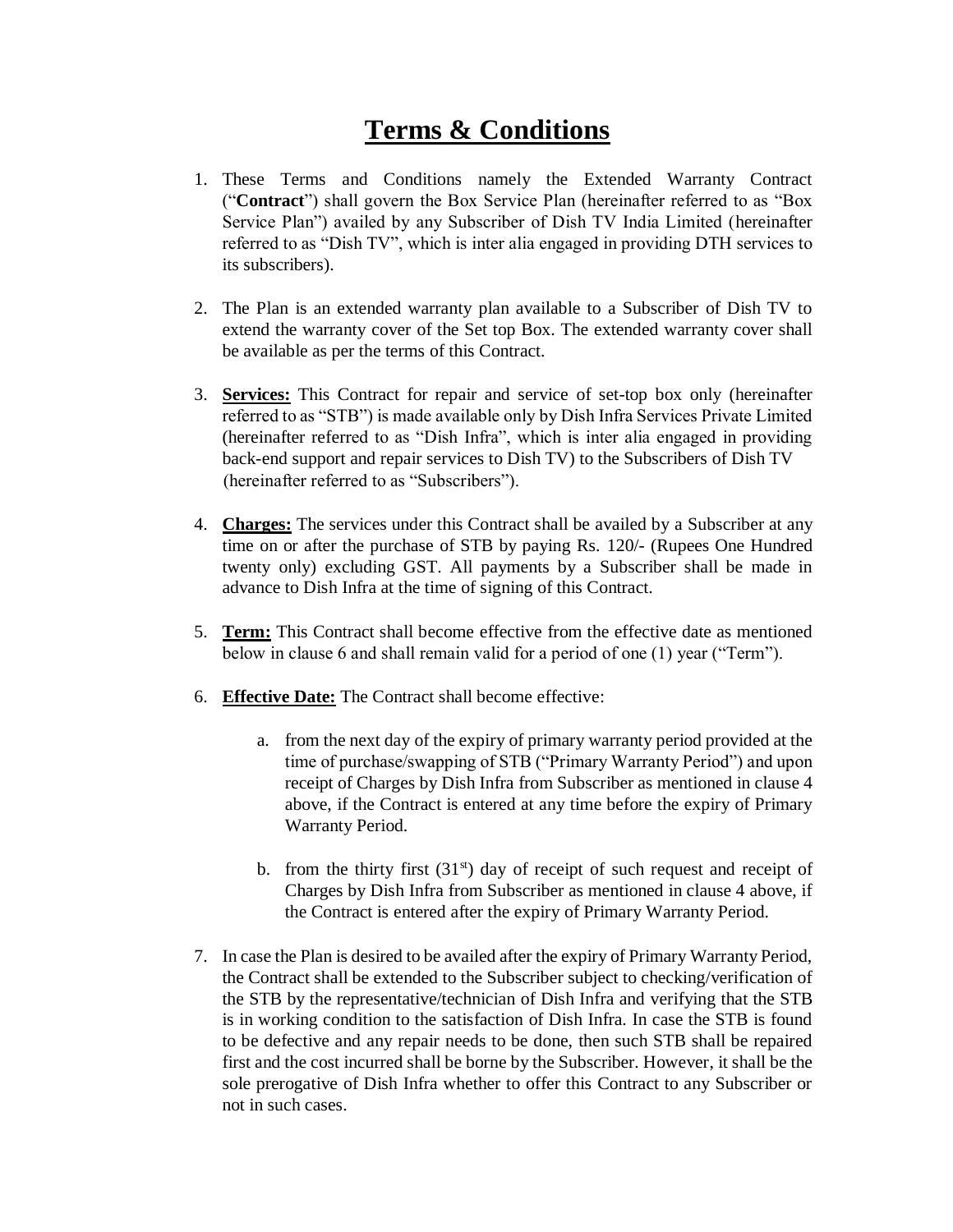# Terms & Conditions

1. These Terms and Conditions namely the Extended Warranty Contract ("**Contract**") shall govern the Box Service Plan (hereinafter referred to as "Box Service Plan") availed by any Subscriber of Dish TV India Limited (hereinafter referred to as "Dish TV", which is inter alia engaged in providing DTH services to its subscribers).

2. The Plan is an extended warranty plan available to a Subscriber of Dish TV to extend the warranty cover of the Set top Box. The extended warranty cover shall be available as per the terms of this Contract.

3. **Services:** This Contract for repair and service of set-top box only (hereinafter referred to as "STB") is made available only by Dish Infra Services Private Limited (hereinafter referred to as "Dish Infra", which is inter alia engaged in providing back-end support and repair services to Dish TV) to the Subscribers of Dish TV (hereinafter referred to as "Subscribers").

4. **Charges:** The services under this Contract shall be availed by a Subscriber at any time on or after the purchase of STB by paying Rs. 120/- (Rupees One Hundred twenty only) excluding GST. All payments by a Subscriber shall be made in advance to Dish Infra at the time of signing of this Contract.

5. **Term:** This Contract shall become effective from the effective date as mentioned below in clause 6 and shall remain valid for a period of one (1) year ("Term").

6. **Effective Date:** The Contract shall become effective:

   a. from the next day of the expiry of primary warranty period provided at the time of purchase/swapping of STB ("Primary Warranty Period") and upon receipt of Charges by Dish Infra from Subscriber as mentioned in clause 4 above, if the Contract is entered at any time before the expiry of Primary Warranty Period.

   b. from the thirty first (31st) day of receipt of such request and receipt of Charges by Dish Infra from Subscriber as mentioned in clause 4 above, if the Contract is entered after the expiry of Primary Warranty Period.

7. In case the Plan is desired to be availed after the expiry of Primary Warranty Period, the Contract shall be extended to the Subscriber subject to checking/verification of the STB by the representative/technician of Dish Infra and verifying that the STB is in working condition to the satisfaction of Dish Infra. In case the STB is found to be defective and any repair needs to be done, then such STB shall be repaired first and the cost incurred shall be borne by the Subscriber. However, it shall be the sole prerogative of Dish Infra whether to offer this Contract to any Subscriber or not in such cases.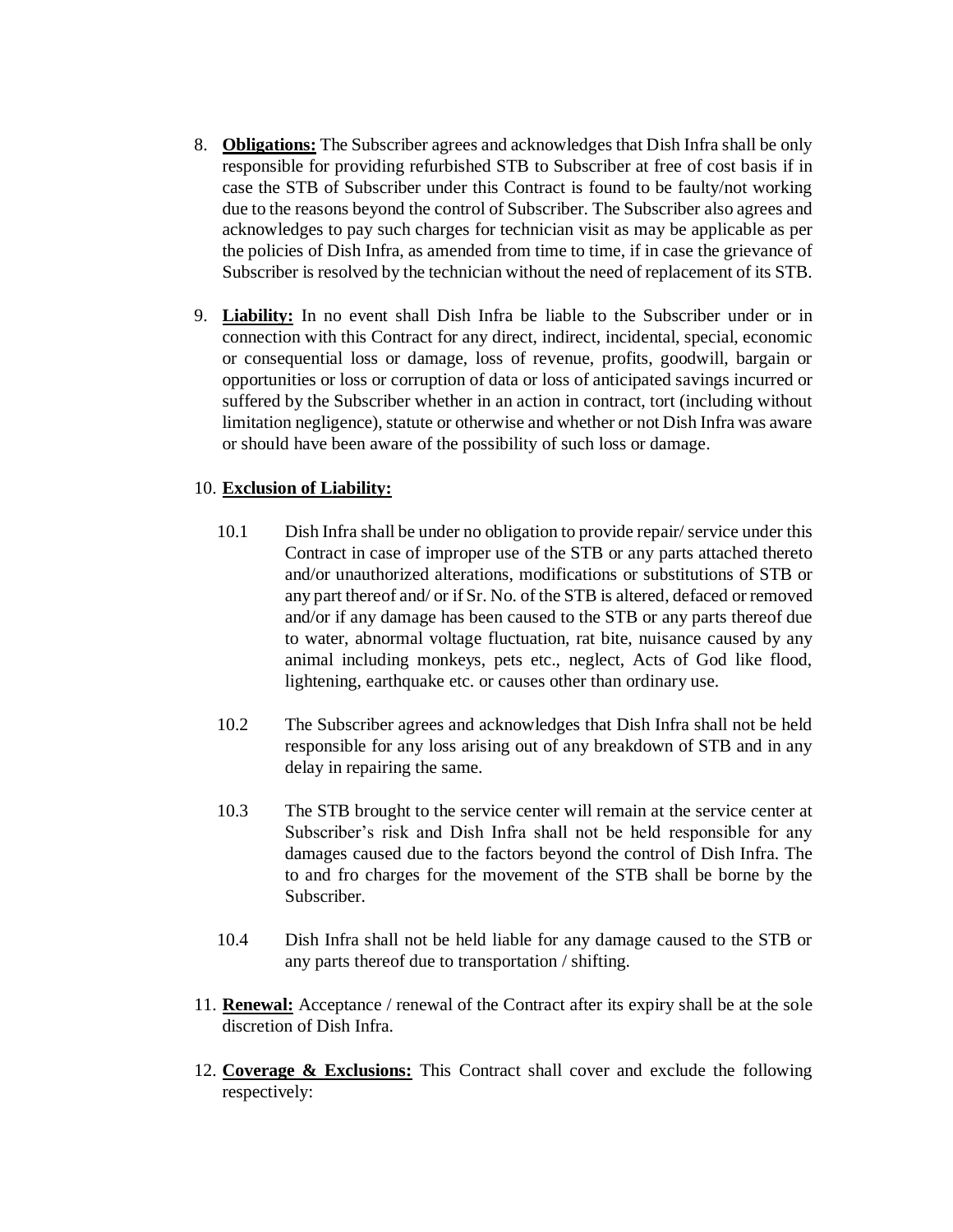8. **Obligations:** The Subscriber agrees and acknowledges that Dish Infra shall be only responsible for providing refurbished STB to Subscriber at free of cost basis if in case the STB of Subscriber under this Contract is found to be faulty/not working due to the reasons beyond the control of Subscriber. The Subscriber also agrees and acknowledges to pay such charges for technician visit as may be applicable as per the policies of Dish Infra, as amended from time to time, if in case the grievance of Subscriber is resolved by the technician without the need of replacement of its STB.

9. **Liability:** In no event shall Dish Infra be liable to the Subscriber under or in connection with this Contract for any direct, indirect, incidental, special, economic or consequential loss or damage, loss of revenue, profits, goodwill, bargain or opportunities or loss or corruption of data or loss of anticipated savings incurred or suffered by the Subscriber whether in an action in contract, tort (including without limitation negligence), statute or otherwise and whether or not Dish Infra was aware or should have been aware of the possibility of such loss or damage.

10. **Exclusion of Liability:**

    10.1 Dish Infra shall be under no obligation to provide repair/ service under this Contract in case of improper use of the STB or any parts attached thereto and/or unauthorized alterations, modifications or substitutions of STB or any part thereof and/ or if Sr. No. of the STB is altered, defaced or removed and/or if any damage has been caused to the STB or any parts thereof due to water, abnormal voltage fluctuation, rat bite, nuisance caused by any animal including monkeys, pets etc., neglect, Acts of God like flood, lightening, earthquake etc. or causes other than ordinary use.

    10.2 The Subscriber agrees and acknowledges that Dish Infra shall not be held responsible for any loss arising out of any breakdown of STB and in any delay in repairing the same.

    10.3 The STB brought to the service center will remain at the service center at Subscriber's risk and Dish Infra shall not be held responsible for any damages caused due to the factors beyond the control of Dish Infra. The to and fro charges for the movement of the STB shall be borne by the Subscriber.

    10.4 Dish Infra shall not be held liable for any damage caused to the STB or any parts thereof due to transportation / shifting.

11. **Renewal:** Acceptance / renewal of the Contract after its expiry shall be at the sole discretion of Dish Infra.

12. **Coverage & Exclusions:** This Contract shall cover and exclude the following respectively: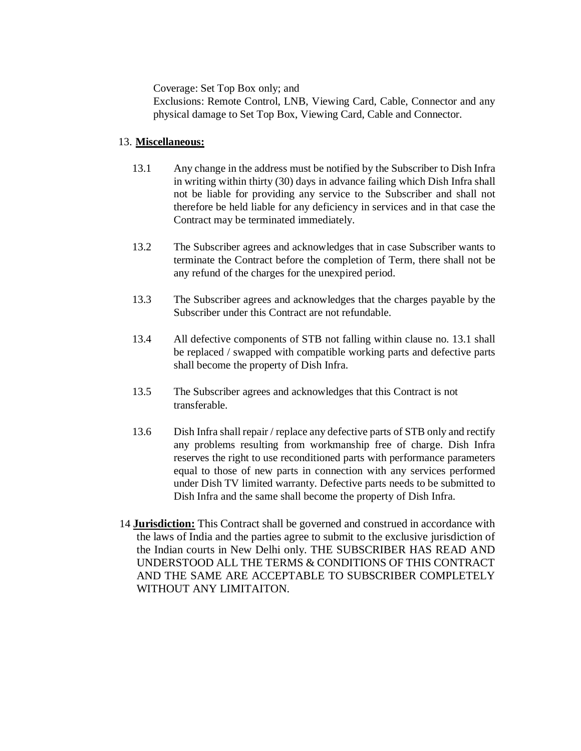Coverage: Set Top Box only; and

Exclusions: Remote Control, LNB, Viewing Card, Cable, Connector and any physical damage to Set Top Box, Viewing Card, Cable and Connector.

13. **Miscellaneous:**

13.1 Any change in the address must be notified by the Subscriber to Dish Infra in writing within thirty (30) days in advance failing which Dish Infra shall not be liable for providing any service to the Subscriber and shall not therefore be held liable for any deficiency in services and in that case the Contract may be terminated immediately.

13.2 The Subscriber agrees and acknowledges that in case Subscriber wants to terminate the Contract before the completion of Term, there shall not be any refund of the charges for the unexpired period.

13.3 The Subscriber agrees and acknowledges that the charges payable by the Subscriber under this Contract are not refundable.

13.4 All defective components of STB not falling within clause no. 13.1 shall be replaced / swapped with compatible working parts and defective parts shall become the property of Dish Infra.

13.5 The Subscriber agrees and acknowledges that this Contract is not transferable.

13.6 Dish Infra shall repair / replace any defective parts of STB only and rectify any problems resulting from workmanship free of charge. Dish Infra reserves the right to use reconditioned parts with performance parameters equal to those of new parts in connection with any services performed under Dish TV limited warranty. Defective parts needs to be submitted to Dish Infra and the same shall become the property of Dish Infra.

14 **Jurisdiction:** This Contract shall be governed and construed in accordance with the laws of India and the parties agree to submit to the exclusive jurisdiction of the Indian courts in New Delhi only. THE SUBSCRIBER HAS READ AND UNDERSTOOD ALL THE TERMS & CONDITIONS OF THIS CONTRACT AND THE SAME ARE ACCEPTABLE TO SUBSCRIBER COMPLETELY WITHOUT ANY LIMITAITON.